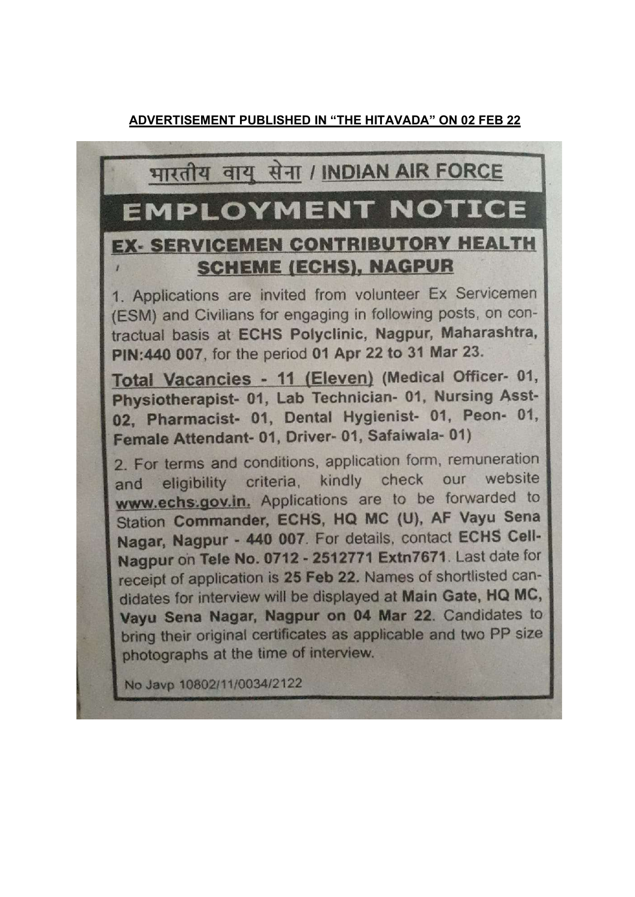**ADVERTISEMENT PUBLISHED IN "THE HITAVADA" ON 02 FEB 22**

# भारतीय वायु सेना / INDIAN AIR FORCE

# EMPLOYMENT NOTICE

## EX- SERVICEMEN CONTRIBUTORY HEALTH SCHEME (ECHS), NAGPUR

1. Applications are invited from volunteer Ex Servicemen (ESM) and Civilians for engaging in following posts, on contractual basis at **ECHS Polyclinic, Nagpur, Maharashtra, PIN:440 007**, for the period **01 Apr 22 to 31 Mar 23.**

**Total Vacancies - 11 (Eleven) (Medical Officer- 01, Physiotherapist- 01, Lab Technician- 01, Nursing Asst- 02, Pharmacist- 01, Dental Hygienist- 01, Peon- 01, Female Attendant- 01, Driver- 01, Safaiwala- 01)**

2. For terms and conditions, application form, remuneration and eligibility criteria, kindly check our website **www.echs.gov.in.** Applications are to be forwarded to Station **Commander, ECHS, HQ MC (U), AF Vayu Sena Nagar, Nagpur - 440 007**. For details, contact **ECHS Cell-Nagpur** on **Tele No. 0712 - 2512771 Extn7671**. Last date for receipt of application is **25 Feb 22.** Names of shortlisted candidates for interview will be displayed at **Main Gate, HQ MC, Vayu Sena Nagar, Nagpur on 04 Mar 22**. Candidates to bring their original certificates as applicable and two PP size photographs at the time of interview.

No Javp 10802/11/0034/2122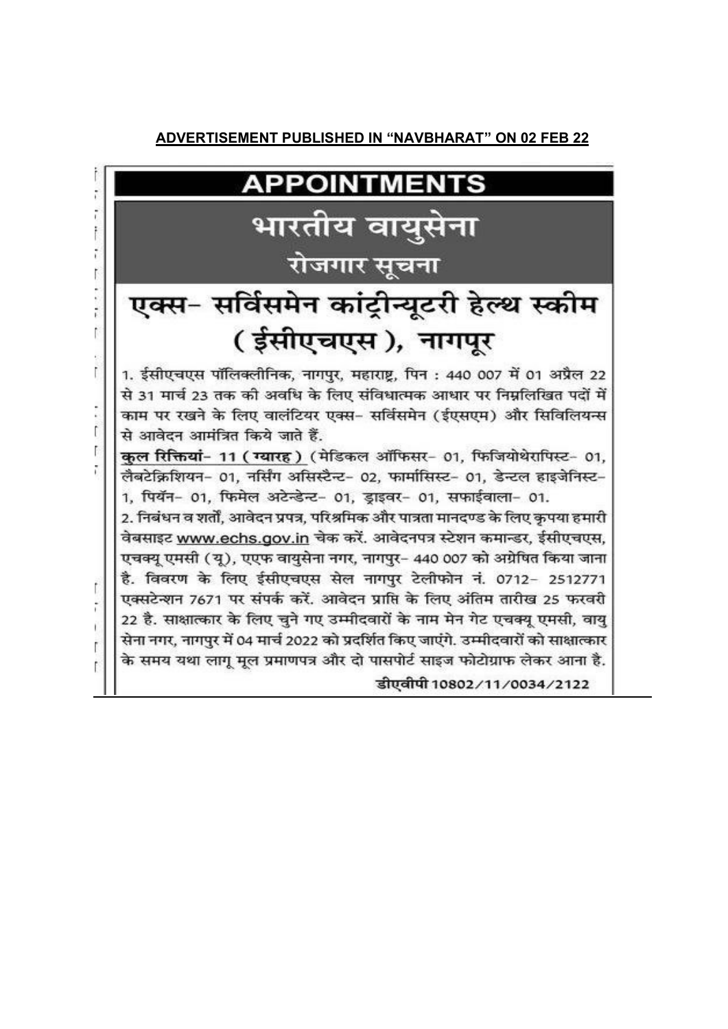**ADVERTISEMENT PUBLISHED IN "NAVBHARAT" ON 02 FEB 22**

# APPOINTMENTS

## भारतीय वायुसेना

### रोजगार सूचना

## एक्स- सर्विसमेन कांट्रीन्यूटरी हेल्थ स्कीम (ईसीएचएस), नागपूर

1. ईसीएचएस पॉलिक्लीनिक, नागपुर, महाराष्ट्र, पिन : 440 007 में 01 अप्रैल 22 से 31 मार्च 23 तक की अवधि के लिए संविधात्मक आधार पर निम्नलिखित पदों में काम पर रखने के लिए वालंटियर एक्स- सर्विसमेन (ईएसएम) और सिविलियन्स से आवेदन आमंत्रित किये जाते हैं.

**कुल रिक्तियां- 11 (ग्यारह)** (मेडिकल ऑफिसर- 01, फिजियोथेरापिस्ट- 01, लैबटेक्निशियन- 01, नर्सिंग असिस्टैन्ट- 02, फार्मासिस्ट- 01, डेन्टल हाइजेनिस्ट- 1, पियॅन- 01, फिमेल अटेन्डेन्ट- 01, ड्राइवर- 01, सफाईवाला- 01.

2. निबंधन व शर्तों, आवेदन प्रपत्र, परिश्रमिक और पात्रता मानदण्ड के लिए कृपया हमारी वेबसाइट www.echs.gov.in चेक करें. आवेदनपत्र स्टेशन कमान्डर, ईसीएचएस, एचक्यू एमसी (यू), एएफ वायुसेना नगर, नागपुर- 440 007 को अग्रेषित किया जाना है. विवरण के लिए ईसीएचएस सेल नागपुर टेलीफोन नं. 0712- 2512771 एक्सटेन्शन 7671 पर संपर्क करें. आवेदन प्राप्ति के लिए अंतिम तारीख 25 फरवरी 22 है. साक्षात्कार के लिए चुने गए उम्मीदवारों के नाम मेन गेट एचक्यू एमसी, वायु सेना नगर, नागपुर में 04 मार्च 2022 को प्रदर्शित किए जाएंगे. उम्मीदवारों को साक्षात्कार के समय यथा लागू मूल प्रमाणपत्र और दो पासपोर्ट साइज फोटोग्राफ लेकर आना है.

डीएवीपी 10802/11/0034/2122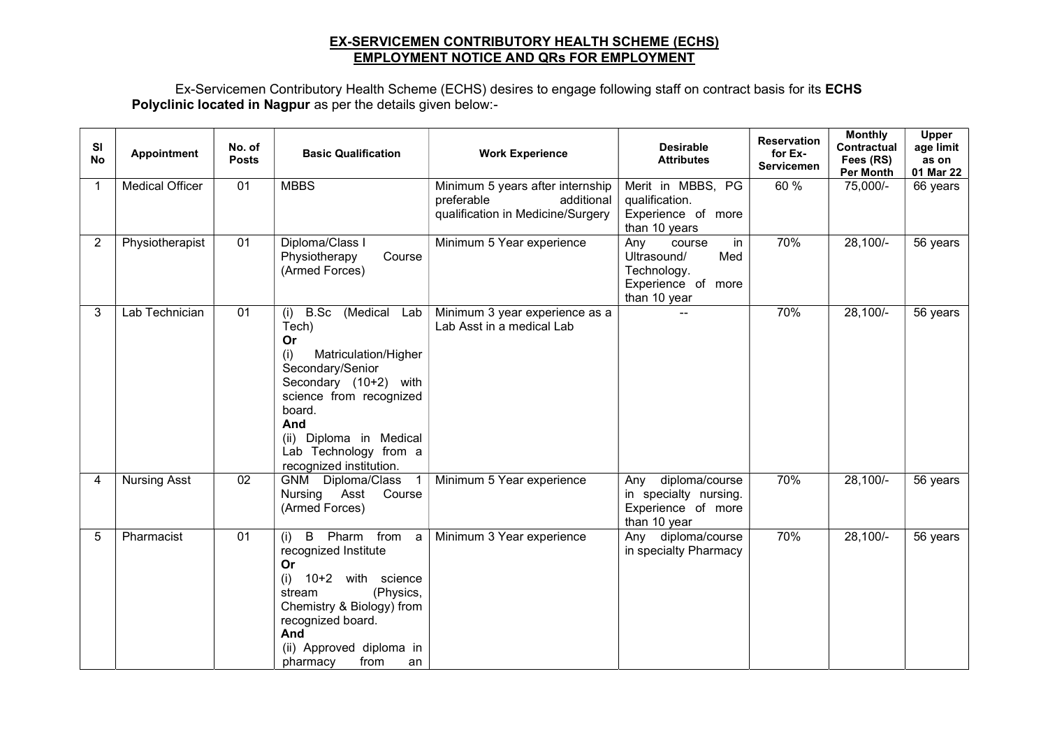# EX-SERVICEMEN CONTRIBUTORY HEALTH SCHEME (ECHS)
## EMPLOYMENT NOTICE AND QRs FOR EMPLOYMENT

Ex-Servicemen Contributory Health Scheme (ECHS) desires to engage following staff on contract basis for its **ECHS Polyclinic located in Nagpur** as per the details given below:-

| Sl No | Appointment | No. of Posts | Basic Qualification | Work Experience | Desirable Attributes | Reservation for Ex-Servicemen | Monthly Contractual Fees (RS) Per Month | Upper age limit as on 01 Mar 22 |
|---|---|---|---|---|---|---|---|---|
| 1 | Medical Officer | 01 | MBBS | Minimum 5 years after internship preferable additional qualification in Medicine/Surgery | Merit in MBBS, PG qualification. Experience of more than 10 years | 60 % | 75,000/- | 66 years |
| 2 | Physiotherapist | 01 | Diploma/Class I Physiotherapy Course (Armed Forces) | Minimum 5 Year experience | Any course in Ultrasound/ Med Technology. Experience of more than 10 year | 70% | 28,100/- | 56 years |
| 3 | Lab Technician | 01 | (i) B.Sc (Medical Lab Tech) **Or** (i) Matriculation/Higher Secondary/Senior Secondary (10+2) with science from recognized board. **And** (ii) Diploma in Medical Lab Technology from a recognized institution. | Minimum 3 year experience as a Lab Asst in a medical Lab | -- | 70% | 28,100/- | 56 years |
| 4 | Nursing Asst | 02 | GNM Diploma/Class 1 Nursing Asst Course (Armed Forces) | Minimum 5 Year experience | Any diploma/course in specialty nursing. Experience of more than 10 year | 70% | 28,100/- | 56 years |
| 5 | Pharmacist | 01 | (i) B Pharm from a recognized Institute **Or** (i) 10+2 with science stream (Physics, Chemistry & Biology) from recognized board. **And** (ii) Approved diploma in pharmacy from an | Minimum 3 Year experience | Any diploma/course in specialty Pharmacy | 70% | 28,100/- | 56 years |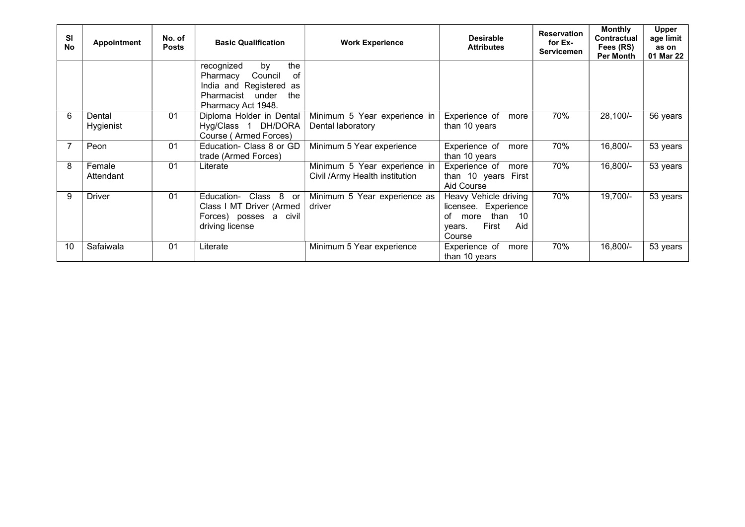| Sl No | Appointment | No. of Posts | Basic Qualification | Work Experience | Desirable Attributes | Reservation for Ex-Servicemen | Monthly Contractual Fees (RS) Per Month | Upper age limit as on 01 Mar 22 |
|---|---|---|---|---|---|---|---|---|
| | | | recognized by the Pharmacy Council of India and Registered as Pharmacist under the Pharmacy Act 1948. | | | | | |
| 6 | Dental Hygienist | 01 | Diploma Holder in Dental Hyg/Class 1 DH/DORA Course ( Armed Forces) | Minimum 5 Year experience in Dental laboratory | Experience of more than 10 years | 70% | 28,100/- | 56 years |
| 7 | Peon | 01 | Education- Class 8 or GD trade (Armed Forces) | Minimum 5 Year experience | Experience of more than 10 years | 70% | 16,800/- | 53 years |
| 8 | Female Attendant | 01 | Literate | Minimum 5 Year experience in Civil /Army Health institution | Experience of more than 10 years First Aid Course | 70% | 16,800/- | 53 years |
| 9 | Driver | 01 | Education- Class 8 or Class I MT Driver (Armed Forces) posses a civil driving license | Minimum 5 Year experience as driver | Heavy Vehicle driving licensee. Experience of more than 10 years. First Aid Course | 70% | 19,700/- | 53 years |
| 10 | Safaiwala | 01 | Literate | Minimum 5 Year experience | Experience of more than 10 years | 70% | 16,800/- | 53 years |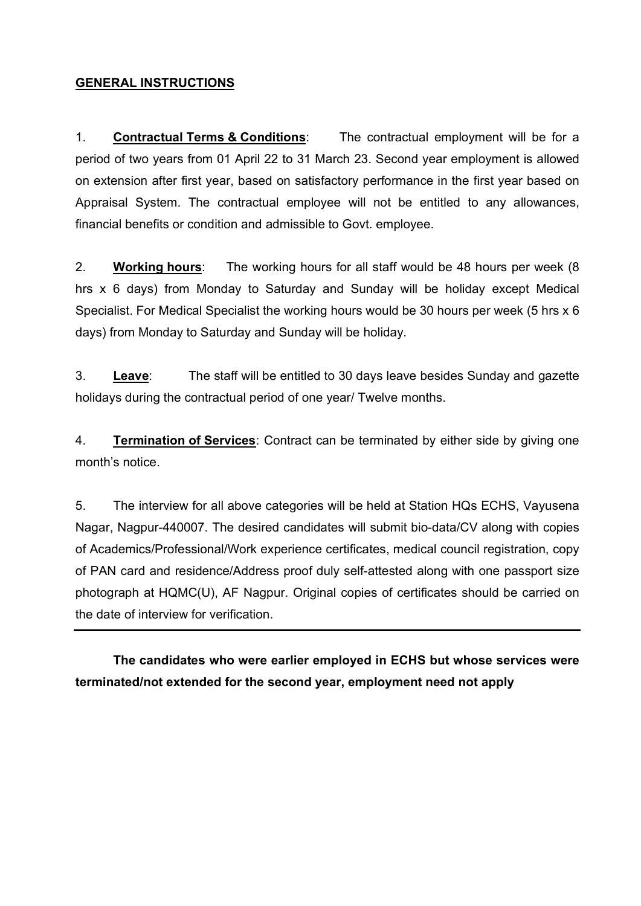## GENERAL INSTRUCTIONS

1. **Contractual Terms & Conditions**: The contractual employment will be for a period of two years from 01 April 22 to 31 March 23. Second year employment is allowed on extension after first year, based on satisfactory performance in the first year based on Appraisal System. The contractual employee will not be entitled to any allowances, financial benefits or condition and admissible to Govt. employee.

2. **Working hours**: The working hours for all staff would be 48 hours per week (8 hrs x 6 days) from Monday to Saturday and Sunday will be holiday except Medical Specialist. For Medical Specialist the working hours would be 30 hours per week (5 hrs x 6 days) from Monday to Saturday and Sunday will be holiday.

3. **Leave**: The staff will be entitled to 30 days leave besides Sunday and gazette holidays during the contractual period of one year/ Twelve months.

4. **Termination of Services**: Contract can be terminated by either side by giving one month's notice.

5. The interview for all above categories will be held at Station HQs ECHS, Vayusena Nagar, Nagpur-440007. The desired candidates will submit bio-data/CV along with copies of Academics/Professional/Work experience certificates, medical council registration, copy of PAN card and residence/Address proof duly self-attested along with one passport size photograph at HQMC(U), AF Nagpur. Original copies of certificates should be carried on the date of interview for verification.

---

**The candidates who were earlier employed in ECHS but whose services were terminated/not extended for the second year, employment need not apply**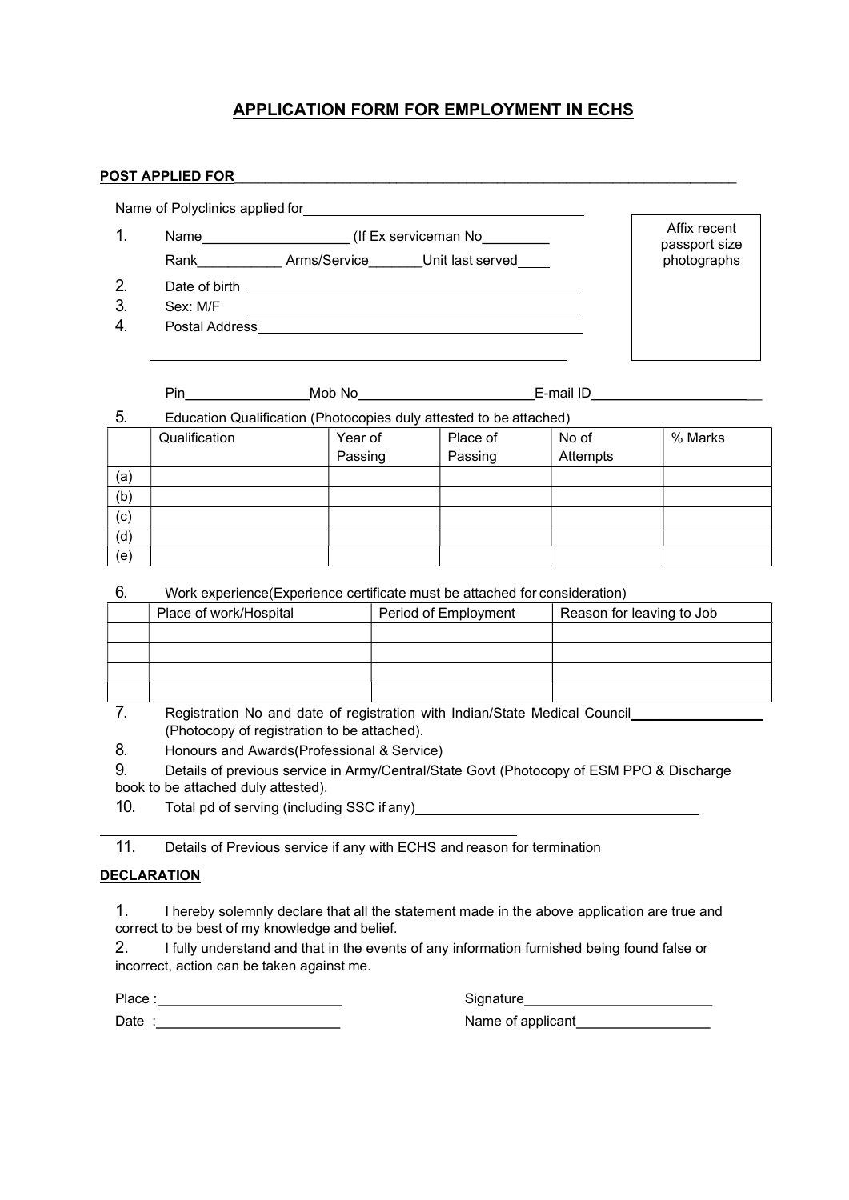## APPLICATION FORM FOR EMPLOYMENT IN ECHS

**POST APPLIED FOR**\_\_\_\_\_\_\_\_\_\_\_\_\_\_\_\_\_\_\_\_\_\_\_\_\_\_\_\_\_\_\_\_\_\_\_\_\_\_\_\_\_\_\_\_\_\_\_\_\_\_\_\_\_\_\_\_\_\_\_\_

Name of Polyclinics applied for\_\_\_\_\_\_\_\_\_\_\_\_\_\_\_\_\_\_\_\_\_\_\_\_\_\_\_\_\_\_\_\_\_\_\_\_

Affix recent passport size photographs

1. Name\_\_\_\_\_\_\_\_\_\_\_\_\_\_\_\_\_\_ (If Ex serviceman No\_\_\_\_\_\_\_\_

   Rank\_\_\_\_\_\_\_\_\_\_\_ Arms/Service\_\_\_\_\_\_\_Unit last served\_\_\_\_

2. Date of birth \_\_\_\_\_\_\_\_\_\_\_\_\_\_\_\_\_\_\_\_\_\_\_\_\_\_\_\_\_\_\_\_\_\_\_\_\_\_\_\_\_\_\_\_
3. Sex: M/F \_\_\_\_\_\_\_\_\_\_\_\_\_\_\_\_\_\_\_\_\_\_\_\_\_\_\_\_\_\_\_\_\_\_\_\_\_\_\_\_\_\_\_\_
4. Postal Address\_\_\_\_\_\_\_\_\_\_\_\_\_\_\_\_\_\_\_\_\_\_\_\_\_\_\_\_\_\_\_\_\_\_\_\_\_\_\_\_\_\_\_\_

   \_\_\_\_\_\_\_\_\_\_\_\_\_\_\_\_\_\_\_\_\_\_\_\_\_\_\_\_\_\_\_\_\_\_\_\_\_\_\_\_\_\_\_\_\_\_\_\_\_\_\_\_

   Pin\_\_\_\_\_\_\_\_\_\_\_\_\_\_\_\_Mob No\_\_\_\_\_\_\_\_\_\_\_\_\_\_\_\_\_\_\_\_\_\_E-mail ID\_\_\_\_\_\_\_\_\_\_\_\_\_\_\_\_\_\_\_\_\_\_

5. Education Qualification (Photocopies duly attested to be attached)

| | Qualification | Year of Passing | Place of Passing | No of Attempts | % Marks |
|---|---|---|---|---|---|
| (a) | | | | | |
| (b) | | | | | |
| (c) | | | | | |
| (d) | | | | | |
| (e) | | | | | |

6. Work experience(Experience certificate must be attached for consideration)

| | Place of work/Hospital | Period of Employment | Reason for leaving to Job |
|---|---|---|---|
| | | | |
| | | | |
| | | | |
| | | | |

7. Registration No and date of registration with Indian/State Medical Council\_\_\_\_\_\_\_\_\_\_\_\_\_\_\_\_\_ (Photocopy of registration to be attached).
8. Honours and Awards(Professional & Service)
9. Details of previous service in Army/Central/State Govt (Photocopy of ESM PPO & Discharge book to be attached duly attested).
10. Total pd of serving (including SSC if any)\_\_\_\_\_\_\_\_\_\_\_\_\_\_\_\_\_\_\_\_\_\_\_\_\_\_\_\_\_\_\_\_\_\_\_\_\_

    \_\_\_\_\_\_\_\_\_\_\_\_\_\_\_\_\_\_\_\_\_\_\_\_\_\_\_\_\_\_\_\_\_\_\_\_\_\_\_\_\_\_\_\_\_\_\_\_\_\_\_\_

11. Details of Previous service if any with ECHS and reason for termination

**DECLARATION**

1. I hereby solemnly declare that all the statement made in the above application are true and correct to be best of my knowledge and belief.
2. I fully understand and that in the events of any information furnished being found false or incorrect, action can be taken against me.

Place :\_\_\_\_\_\_\_\_\_\_\_\_\_\_\_\_\_\_\_\_\_\_\_\_ Signature\_\_\_\_\_\_\_\_\_\_\_\_\_\_\_\_\_\_\_\_\_\_\_\_\_

Date :\_\_\_\_\_\_\_\_\_\_\_\_\_\_\_\_\_\_\_\_\_\_\_\_ Name of applicant\_\_\_\_\_\_\_\_\_\_\_\_\_\_\_\_\_\_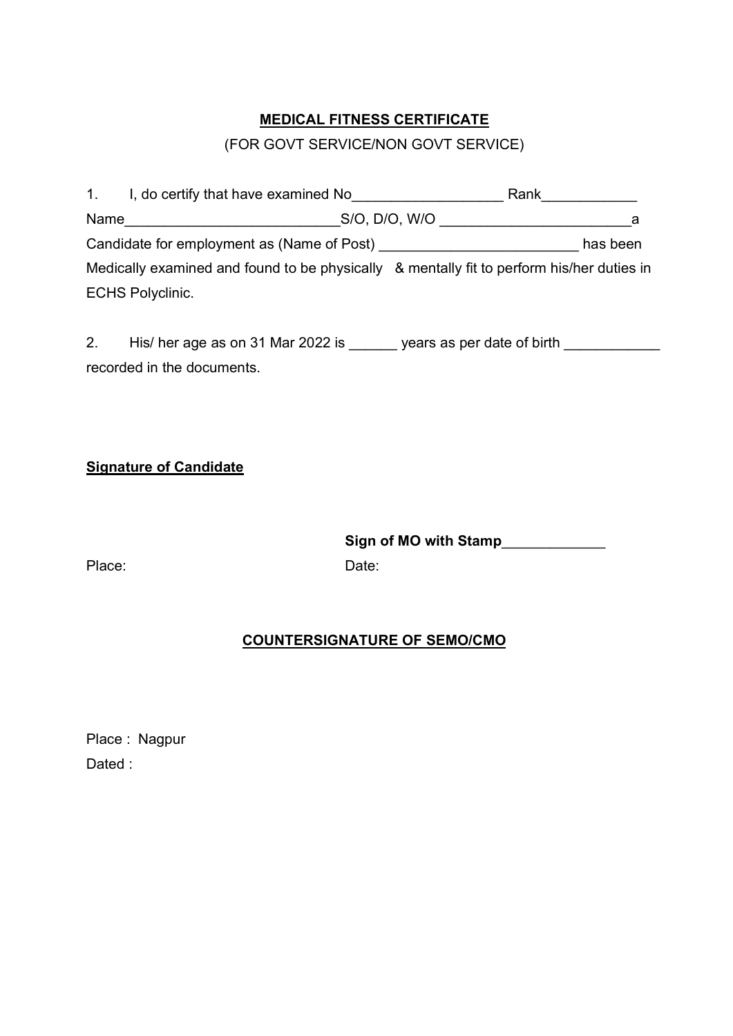# **MEDICAL FITNESS CERTIFICATE**

(FOR GOVT SERVICE/NON GOVT SERVICE)

1. I, do certify that have examined No___________________ Rank____________ Name__________________________S/O, D/O, W/O ________________________a Candidate for employment as (Name of Post) _________________________ has been Medically examined and found to be physically & mentally fit to perform his/her duties in ECHS Polyclinic.

2. His/ her age as on 31 Mar 2022 is ______ years as per date of birth ____________ recorded in the documents.

**Signature of Candidate**

**Sign of MO with Stamp**_____________

Place: Date:

## **COUNTERSIGNATURE OF SEMO/CMO**

Place : Nagpur

Dated :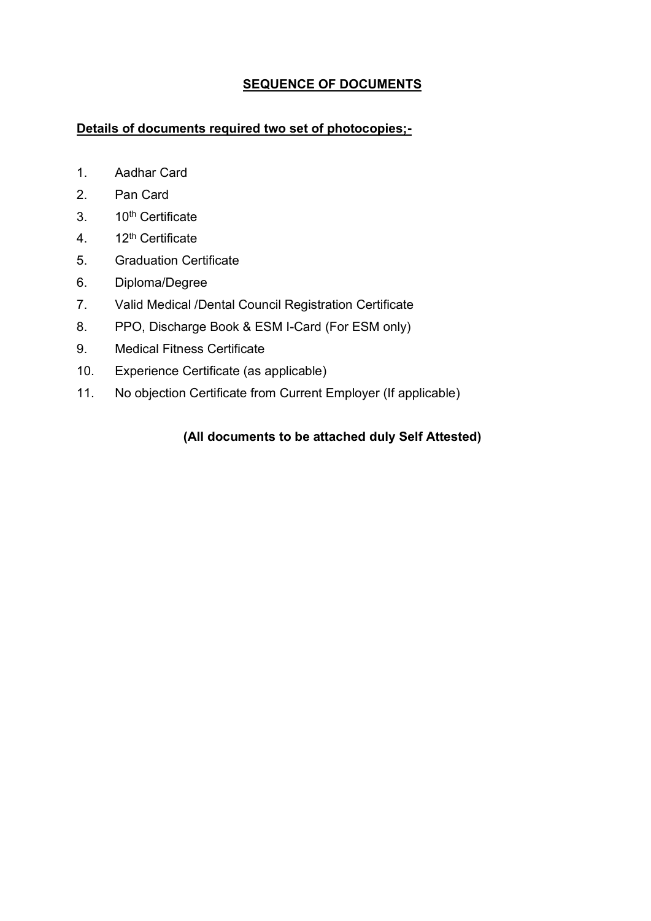## SEQUENCE OF DOCUMENTS

**Details of documents required two set of photocopies;-**

1. Aadhar Card
2. Pan Card
3. 10th Certificate
4. 12th Certificate
5. Graduation Certificate
6. Diploma/Degree
7. Valid Medical /Dental Council Registration Certificate
8. PPO, Discharge Book & ESM I-Card (For ESM only)
9. Medical Fitness Certificate
10. Experience Certificate (as applicable)
11. No objection Certificate from Current Employer (If applicable)

**(All documents to be attached duly Self Attested)**